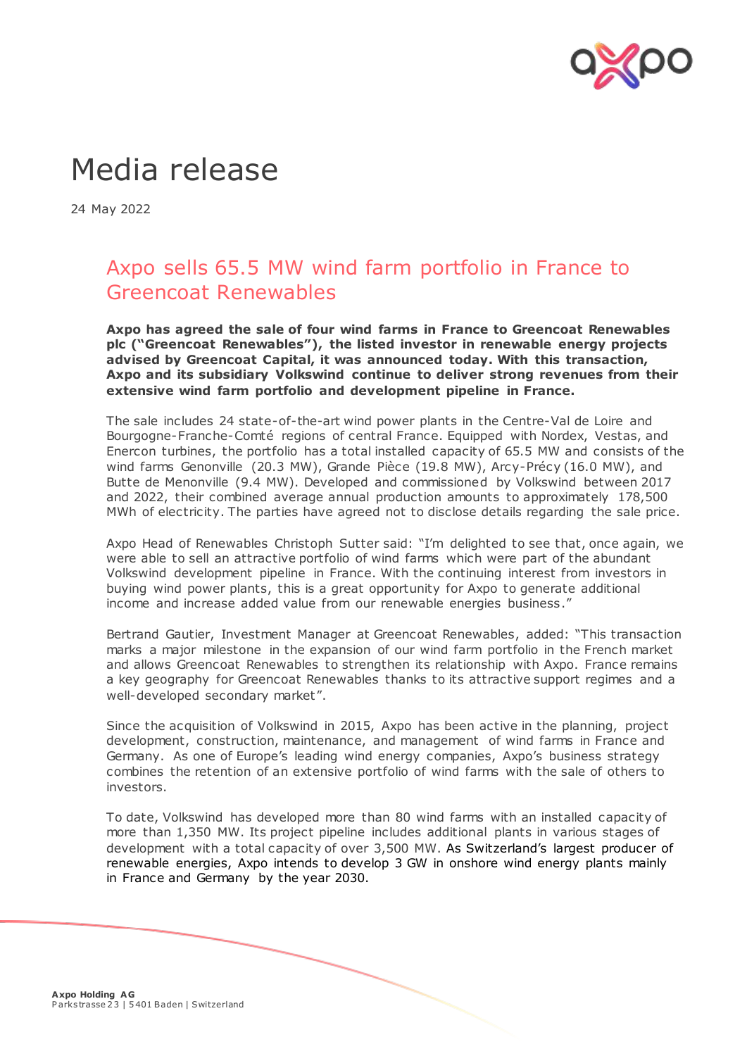# Media release

24 May 2022

## Axpo sells 65.5 MW wind farm portfolio in France to Greencoat Renewables

**Axpo has agreed the sale of four wind farms in France to Greencoat Renewables plc ("Greencoat Renewables"), the listed investor in renewable energy projects advised by Greencoat Capital, it was announced today. With this transaction, Axpo and its subsidiary Volkswind continue to deliver strong revenues from their extensive wind farm portfolio and development pipeline in France.**

The sale includes 24 state-of-the-art wind power plants in the Centre-Val de Loire and Bourgogne-Franche-Comté regions of central France. Equipped with Nordex, Vestas, and Enercon turbines, the portfolio has a total installed capacity of 65.5 MW and consists of the wind farms Genonville (20.3 MW), Grande Pièce (19.8 MW), Arcy-Précy (16.0 MW), and Butte de Menonville (9.4 MW). Developed and commissioned by Volkswind between 2017 and 2022, their combined average annual production amounts to approximately 178,500 MWh of electricity. The parties have agreed not to disclose details regarding the sale price.

Axpo Head of Renewables Christoph Sutter said: "I'm delighted to see that, once again, we were able to sell an attractive portfolio of wind farms which were part of the abundant Volkswind development pipeline in France. With the continuing interest from investors in buying wind power plants, this is a great opportunity for Axpo to generate additional income and increase added value from our renewable energies business."

Bertrand Gautier, Investment Manager at Greencoat Renewables, added: "This transaction marks a major milestone in the expansion of our wind farm portfolio in the French market and allows Greencoat Renewables to strengthen its relationship with Axpo. France remains a key geography for Greencoat Renewables thanks to its attractive support regimes and a well-developed secondary market".

Since the acquisition of Volkswind in 2015, Axpo has been active in the planning, project development, construction, maintenance, and management of wind farms in France and Germany. As one of Europe's leading wind energy companies, Axpo's business strategy combines the retention of an extensive portfolio of wind farms with the sale of others to investors.

To date, Volkswind has developed more than 80 wind farms with an installed capacity of more than 1,350 MW. Its project pipeline includes additional plants in various stages of development with a total capacity of over 3,500 MW. As Switzerland's largest producer of renewable energies, Axpo intends to develop 3 GW in onshore wind energy plants mainly in France and Germany by the year 2030.

**Axpo Holding AG**
Parkstrasse 23 | 5401 Baden | Switzerland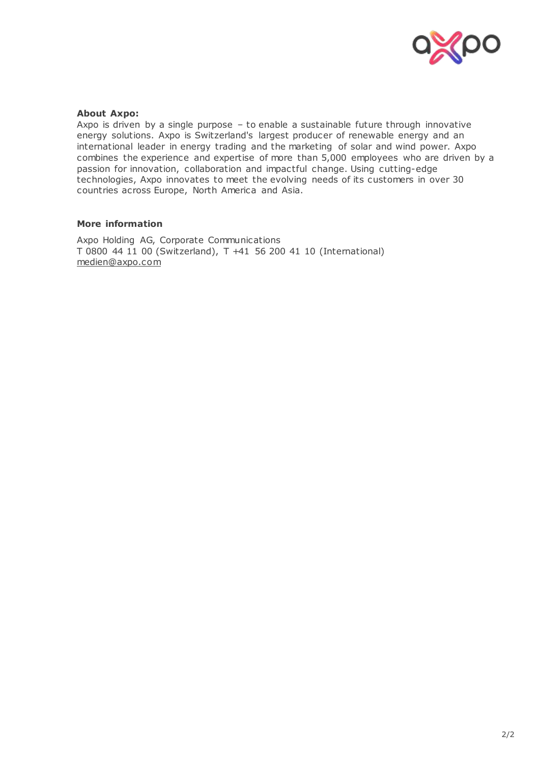**About Axpo:**
Axpo is driven by a single purpose – to enable a sustainable future through innovative energy solutions. Axpo is Switzerland's largest producer of renewable energy and an international leader in energy trading and the marketing of solar and wind power. Axpo combines the experience and expertise of more than 5,000 employees who are driven by a passion for innovation, collaboration and impactful change. Using cutting-edge technologies, Axpo innovates to meet the evolving needs of its customers in over 30 countries across Europe, North America and Asia.

**More information**

Axpo Holding AG, Corporate Communications
T 0800 44 11 00 (Switzerland), T +41 56 200 41 10 (International)
medien@axpo.com